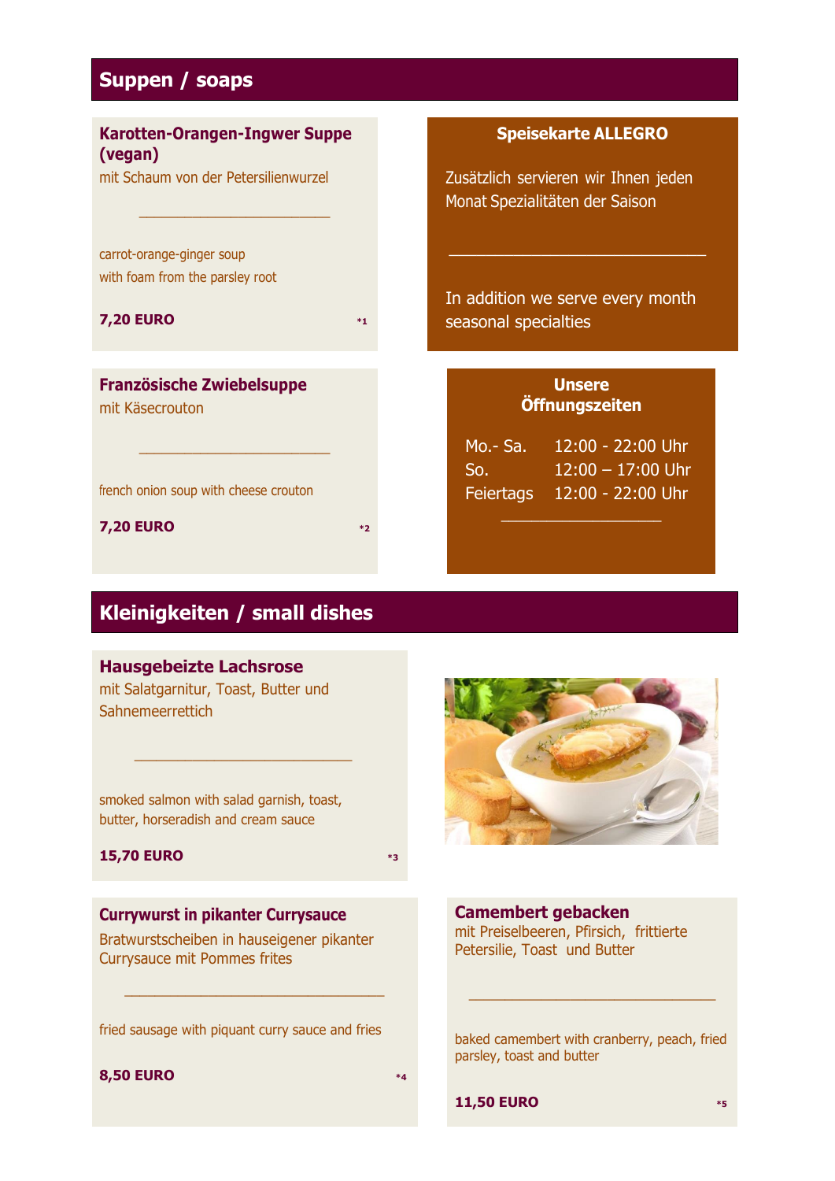## Suppen / soaps

### Karotten-Orangen-Ingwer Suppe (vegan)

mit Schaum von der Petersilienwurzel

______________________

carrot-orange-ginger soup
with foam from the parsley root

**7,20 EURO** *1

### Speisekarte ALLEGRO

Zusätzlich servieren wir Ihnen jeden Monat Spezialitäten der Saison

______________________

In addition we serve every month seasonal specialties

### Französische Zwiebelsuppe

mit Käsecrouton

______________________

french onion soup with cheese crouton

**7,20 EURO** *2

### Unsere Öffnungszeiten

| | |
|---|---|
| Mo.- Sa. | 12:00 - 22:00 Uhr |
| So. | 12:00 – 17:00 Uhr |
| Feiertags | 12:00 - 22:00 Uhr |

## Kleinigkeiten / small dishes

### Hausgebeizte Lachsrose

mit Salatgarnitur, Toast, Butter und Sahnemeerrettich

______________________

smoked salmon with salad garnish, toast, butter, horseradish and cream sauce

**15,70 EURO** *3

### Currywurst in pikanter Currysauce

Bratwurstscheiben in hauseigener pikanter Currysauce mit Pommes frites

______________________

fried sausage with piquant curry sauce and fries

**8,50 EURO** *4

### Camembert gebacken

mit Preiselbeeren, Pfirsich, frittierte Petersilie, Toast und Butter

______________________

baked camembert with cranberry, peach, fried parsley, toast and butter

**11,50 EURO** *5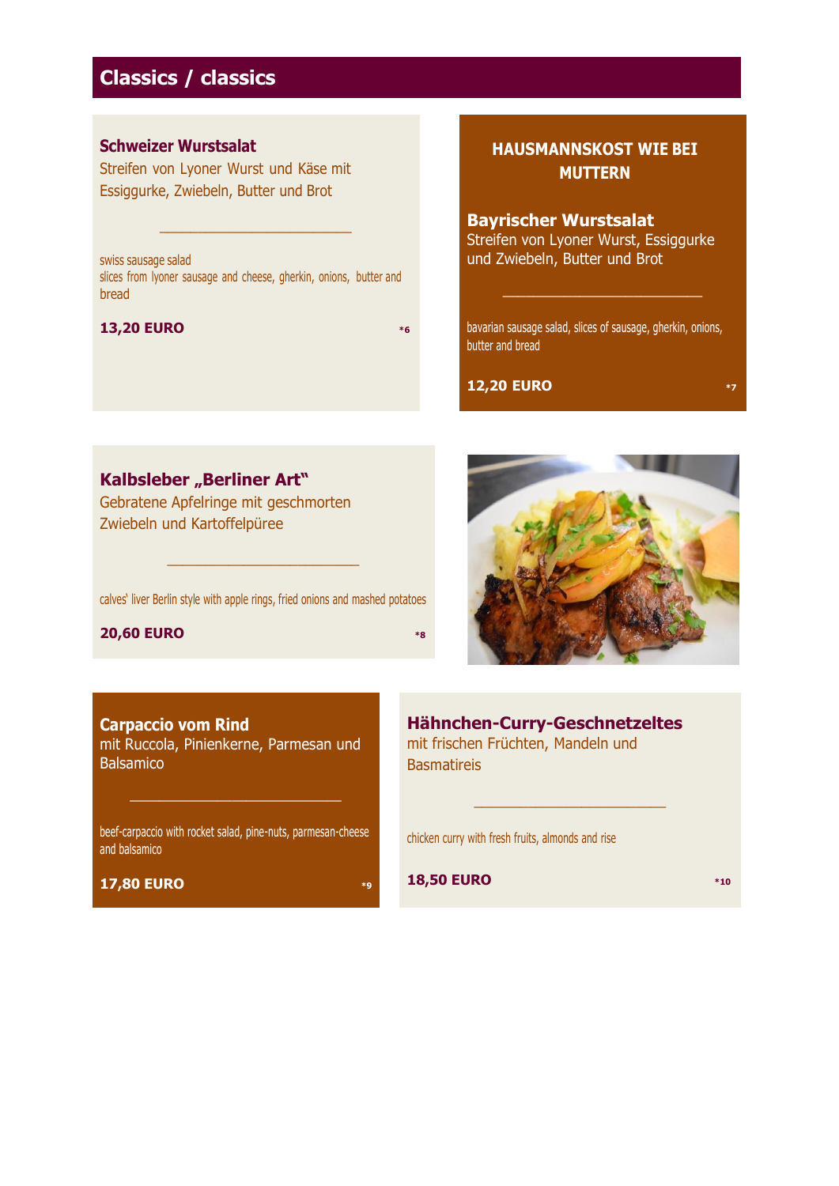# Classics / classics

### Schweizer Wurstsalat

Streifen von Lyoner Wurst und Käse mit Essiggurke, Zwiebeln, Butter und Brot

---

swiss sausage salad
slices from lyoner sausage and cheese, gherkin, onions, butter and bread

**13,20 EURO** *6

### HAUSMANNSKOST WIE BEI MUTTERN

### Bayrischer Wurstsalat

Streifen von Lyoner Wurst, Essiggurke und Zwiebeln, Butter und Brot

---

bavarian sausage salad, slices of sausage, gherkin, onions, butter and bread

**12,20 EURO** *7

### Kalbsleber „Berliner Art"

Gebratene Apfelringe mit geschmorten Zwiebeln und Kartoffelpüree

---

calves' liver Berlin style with apple rings, fried onions and mashed potatoes

**20,60 EURO** *8

### Carpaccio vom Rind

mit Ruccola, Pinienkerne, Parmesan und Balsamico

---

beef-carpaccio with rocket salad, pine-nuts, parmesan-cheese and balsamico

**17,80 EURO** *9

### Hähnchen-Curry-Geschnetzeltes

mit frischen Früchten, Mandeln und Basmatireis

---

chicken curry with fresh fruits, almonds and rise

**18,50 EURO** *10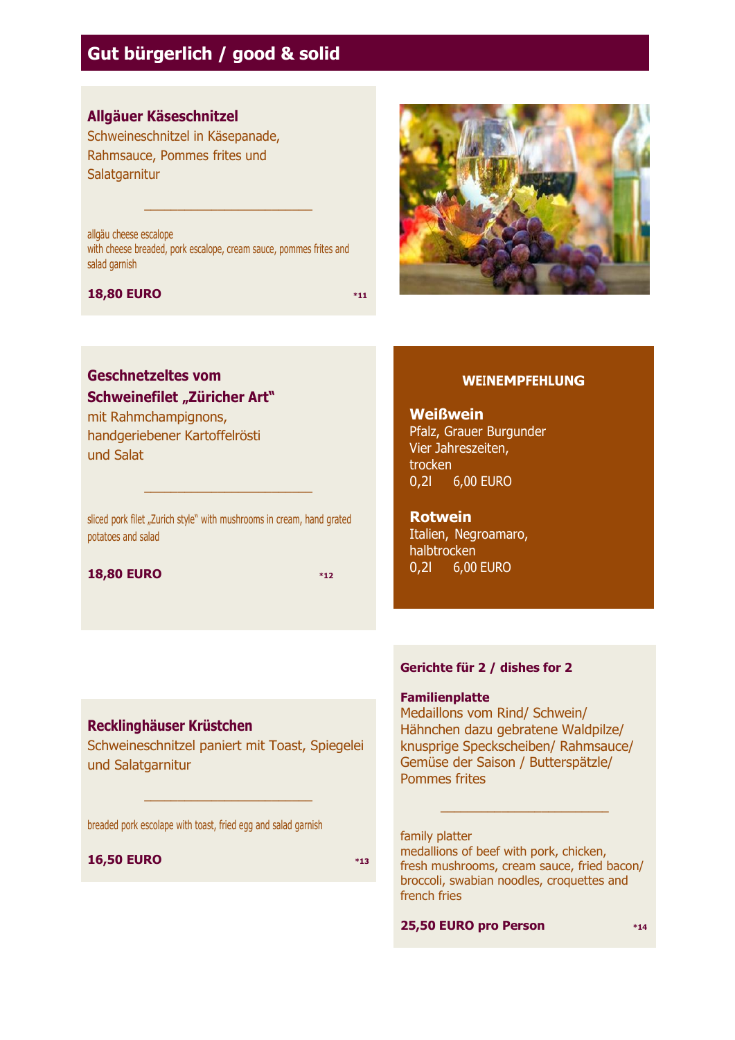# Gut bürgerlich / good & solid

### Allgäuer Käseschnitzel

Schweineschnitzel in Käsepanade, Rahmsauce, Pommes frites und Salatgarnitur

---

allgäu cheese escalope
with cheese breaded, pork escalope, cream sauce, pommes frites and salad garnish

**18,80 EURO** *11

### Geschnetzeltes vom Schweinefilet „Züricher Art"

mit Rahmchampignons, handgeriebener Kartoffelrösti und Salat

---

sliced pork filet „Zurich style" with mushrooms in cream, hand grated potatoes and salad

**18,80 EURO** *12

### Recklinghäuser Krüstchen

Schweineschnitzel paniert mit Toast, Spiegelei und Salatgarnitur

---

breaded pork escolape with toast, fried egg and salad garnish

**16,50 EURO** *13

## WEINEMPFEHLUNG

**Weißwein**
Pfalz, Grauer Burgunder
Vier Jahreszeiten,
trocken
0,2l 6,00 EURO

**Rotwein**
Italien, Negroamaro,
halbtrocken
0,2l 6,00 EURO

## Gerichte für 2 / dishes for 2

**Familienplatte**
Medaillons vom Rind/ Schwein/ Hähnchen dazu gebratene Waldpilze/ knusprige Speckscheiben/ Rahmsauce/ Gemüse der Saison / Butterspätzle/ Pommes frites

---

family platter
medallions of beef with pork, chicken, fresh mushrooms, cream sauce, fried bacon/ broccoli, swabian noodles, croquettes and french fries

**25,50 EURO pro Person** *14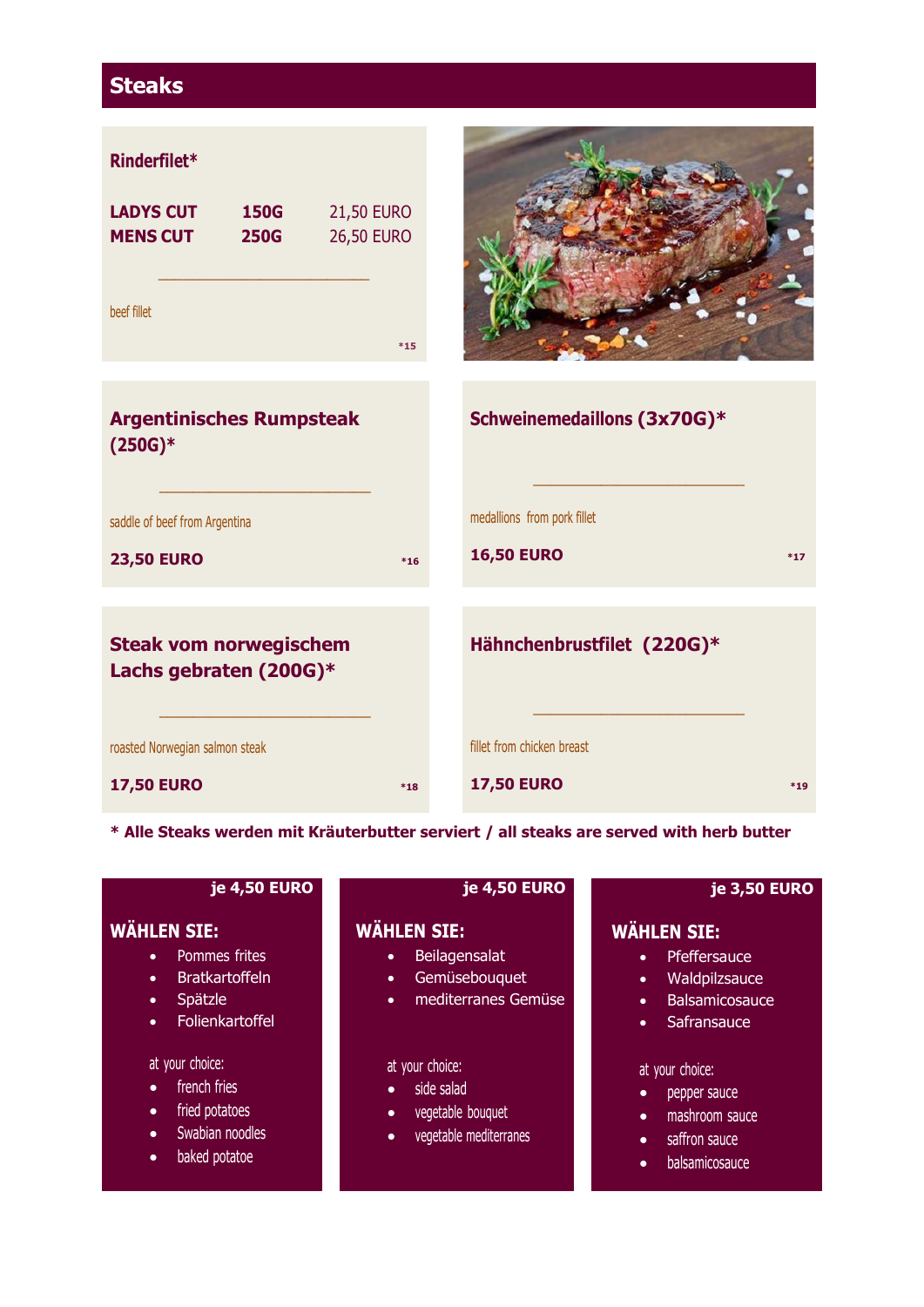# Steaks

## Rinderfilet*

| | | |
|---|---|---|
| **LADYS CUT** | **150G** | 21,50 EURO |
| **MENS CUT** | **250G** | 26,50 EURO |

______________________

beef fillet

**\*15**

## Argentinisches Rumpsteak (250G)*

______________________

saddle of beef from Argentina

**23,50 EURO**

**\*16**

## Schweinemedaillons (3x70G)*

______________________

medallions from pork fillet

**16,50 EURO**

**\*17**

## Steak vom norwegischem Lachs gebraten (200G)*

______________________

roasted Norwegian salmon steak

**17,50 EURO**

**\*18**

## Hähnchenbrustfilet (220G)*

______________________

fillet from chicken breast

**17,50 EURO**

**\*19**

**\* Alle Steaks werden mit Kräuterbutter serviert / all steaks are served with herb butter**

**je 4,50 EURO**

**WÄHLEN SIE:**

- Pommes frites
- Bratkartoffeln
- Spätzle
- Folienkartoffel

at your choice:

- french fries
- fried potatoes
- Swabian noodles
- baked potatoe

**je 4,50 EURO**

**WÄHLEN SIE:**

- Beilagensalat
- Gemüsebouquet
- mediterranes Gemüse

at your choice:

- side salad
- vegetable bouquet
- vegetable mediterranes

**je 3,50 EURO**

**WÄHLEN SIE:**

- Pfeffersauce
- Waldpilzsauce
- Balsamicosauce
- Safransauce

at your choice:

- pepper sauce
- mashroom sauce
- saffron sauce
- balsamicosauce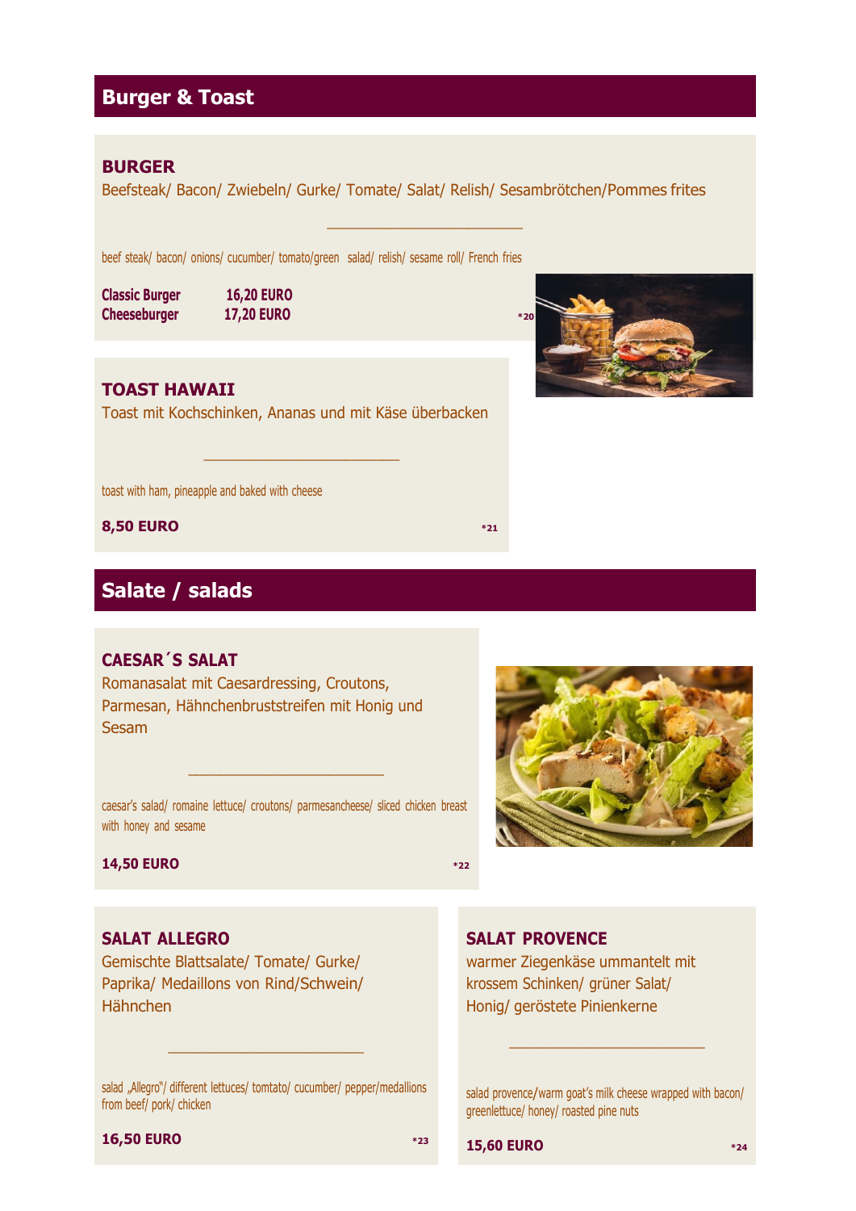## Burger & Toast

### BURGER

Beefsteak/ Bacon/ Zwiebeln/ Gurke/ Tomate/ Salat/ Relish/ Sesambrötchen/Pommes frites

\_\_\_\_\_\_\_\_\_\_\_\_\_\_\_\_\_\_\_\_\_\_\_\_

beef steak/ bacon/ onions/ cucumber/ tomato/green salad/ relish/ sesame roll/ French fries

**Classic Burger 16,20 EURO**
**Cheeseburger 17,20 EURO**

*20

### TOAST HAWAII

Toast mit Kochschinken, Ananas und mit Käse überbacken

\_\_\_\_\_\_\_\_\_\_\_\_\_\_\_\_\_\_\_\_\_\_\_\_

toast with ham, pineapple and baked with cheese

**8,50 EURO** *21

## Salate / salads

### CAESAR´S SALAT

Romanasalat mit Caesardressing, Croutons, Parmesan, Hähnchenbruststreifen mit Honig und Sesam

\_\_\_\_\_\_\_\_\_\_\_\_\_\_\_\_\_\_\_\_\_\_\_\_

caesar's salad/ romaine lettuce/ croutons/ parmesancheese/ sliced chicken breast with honey and sesame

**14,50 EURO** *22

### SALAT ALLEGRO

Gemischte Blattsalate/ Tomate/ Gurke/ Paprika/ Medaillons von Rind/Schwein/ Hähnchen

\_\_\_\_\_\_\_\_\_\_\_\_\_\_\_\_\_\_\_\_\_\_\_\_

salad „Allegro"/ different lettuces/ tomtato/ cucumber/ pepper/medallions from beef/ pork/ chicken

**16,50 EURO** *23

### SALAT PROVENCE

warmer Ziegenkäse ummantelt mit krossem Schinken/ grüner Salat/ Honig/ geröstete Pinienkerne

\_\_\_\_\_\_\_\_\_\_\_\_\_\_\_\_\_\_\_\_\_\_\_\_

salad provence/warm goat's milk cheese wrapped with bacon/ greenlettuce/ honey/ roasted pine nuts

**15,60 EURO** *24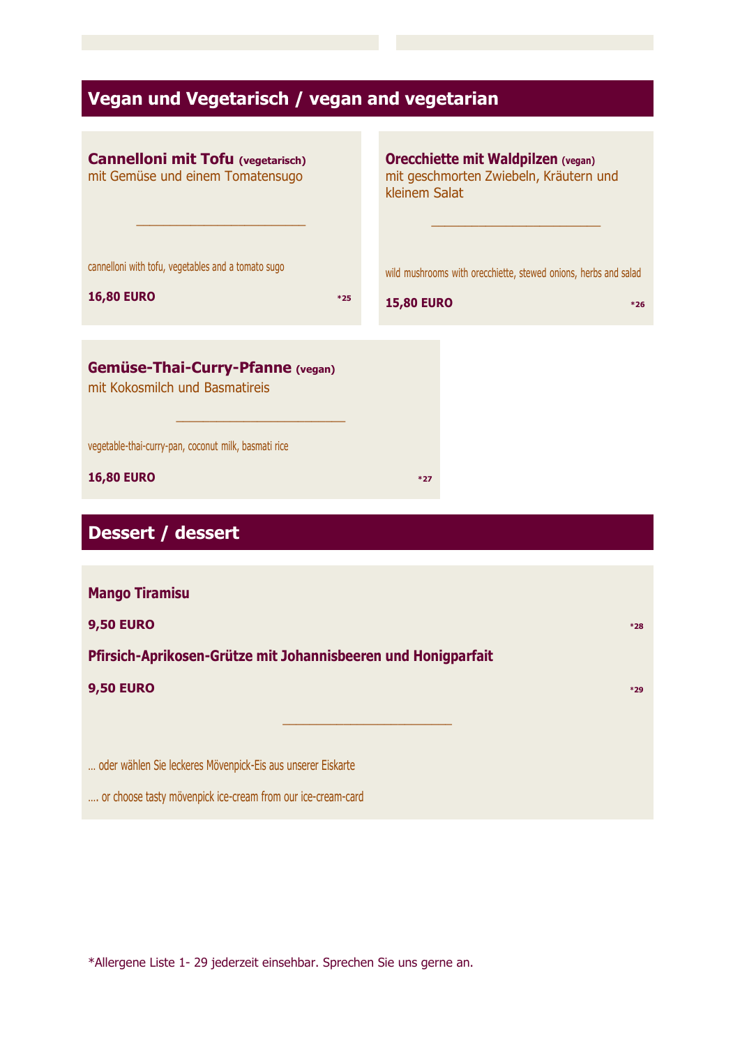## Vegan und Vegetarisch / vegan and vegetarian

**Cannelloni mit Tofu (vegetarisch)**
mit Gemüse und einem Tomatensugo

\_\_\_\_\_\_\_\_\_\_\_\_\_\_\_\_\_\_\_\_\_\_\_\_

cannelloni with tofu, vegetables and a tomato sugo

**16,80 EURO** *25

**Orecchiette mit Waldpilzen (vegan)**
mit geschmorten Zwiebeln, Kräutern und kleinem Salat

\_\_\_\_\_\_\_\_\_\_\_\_\_\_\_\_\_\_\_\_\_\_\_\_

wild mushrooms with orecchiette, stewed onions, herbs and salad

**15,80 EURO** *26

**Gemüse-Thai-Curry-Pfanne (vegan)**
mit Kokosmilch und Basmatireis

\_\_\_\_\_\_\_\_\_\_\_\_\_\_\_\_\_\_\_\_\_\_\_\_

vegetable-thai-curry-pan, coconut milk, basmati rice

**16,80 EURO** *27

## Dessert / dessert

**Mango Tiramisu**

**9,50 EURO** *28

**Pfirsich-Aprikosen-Grütze mit Johannisbeeren und Honigparfait**

**9,50 EURO** *29

\_\_\_\_\_\_\_\_\_\_\_\_\_\_\_\_\_\_\_\_\_\_\_\_

… oder wählen Sie leckeres Mövenpick-Eis aus unserer Eiskarte

…. or choose tasty mövenpick ice-cream from our ice-cream-card

*Allergene Liste 1- 29 jederzeit einsehbar. Sprechen Sie uns gerne an.